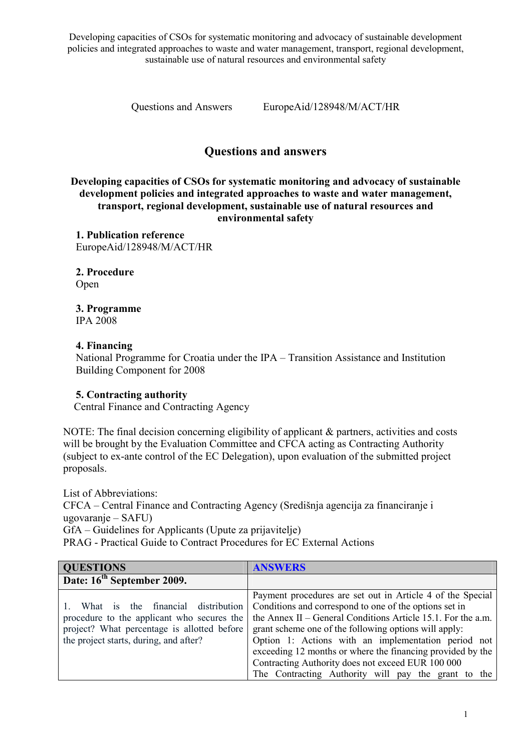Developing capacities of CSOs for systematic monitoring and advocacy of sustainable development policies and integrated approaches to waste and water management, transport, regional development, sustainable use of natural resources and environmental safety

Questions and Answers EuropeAid/128948/M/ACT/HR

# Questions and answers

**Developing capacities of CSOs for systematic monitoring and advocacy of sustainable development policies and integrated approaches to waste and water management, transport, regional development, sustainable use of natural resources and environmental safety**

**1. Publication reference**
EuropeAid/128948/M/ACT/HR

**2. Procedure**
Open

**3. Programme**
IPA 2008

**4. Financing**
National Programme for Croatia under the IPA – Transition Assistance and Institution Building Component for 2008

**5. Contracting authority**
Central Finance and Contracting Agency

NOTE: The final decision concerning eligibility of applicant & partners, activities and costs will be brought by the Evaluation Committee and CFCA acting as Contracting Authority (subject to ex-ante control of the EC Delegation), upon evaluation of the submitted project proposals.

List of Abbreviations:
CFCA – Central Finance and Contracting Agency (Središnja agencija za financiranje i ugovaranje – SAFU)
GfA – Guidelines for Applicants (Upute za prijavitelje)
PRAG - Practical Guide to Contract Procedures for EC External Actions

| QUESTIONS | ANSWERS |
|---|---|
| **Date: 16th September 2009.** | |
| 1. What is the financial distribution procedure to the applicant who secures the project? What percentage is allotted before the project starts, during, and after? | Payment procedures are set out in Article 4 of the Special Conditions and correspond to one of the options set in the Annex II – General Conditions Article 15.1. For the a.m. grant scheme one of the following options will apply:<br>Option 1: Actions with an implementation period not exceeding 12 months or where the financing provided by the Contracting Authority does not exceed EUR 100 000<br>The Contracting Authority will pay the grant to the |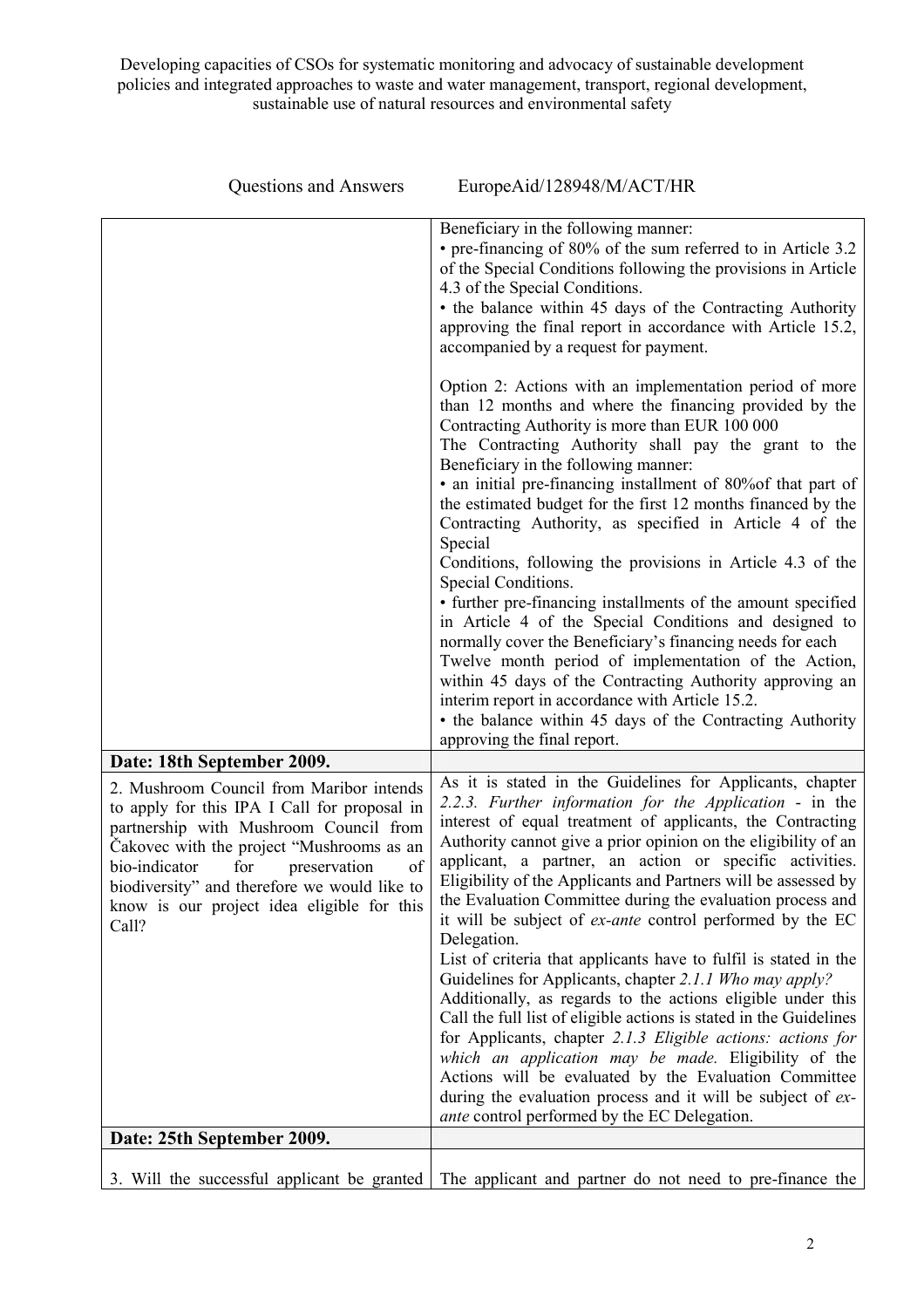Questions and Answers EuropeAid/128948/M/ACT/HR

| | |
|---|---|
| | Beneficiary in the following manner:<br>• pre-financing of 80% of the sum referred to in Article 3.2 of the Special Conditions following the provisions in Article 4.3 of the Special Conditions.<br>• the balance within 45 days of the Contracting Authority approving the final report in accordance with Article 15.2, accompanied by a request for payment.<br><br>Option 2: Actions with an implementation period of more than 12 months and where the financing provided by the Contracting Authority is more than EUR 100 000<br>The Contracting Authority shall pay the grant to the Beneficiary in the following manner:<br>• an initial pre-financing installment of 80%of that part of the estimated budget for the first 12 months financed by the Contracting Authority, as specified in Article 4 of the Special<br>Conditions, following the provisions in Article 4.3 of the Special Conditions.<br>• further pre-financing installments of the amount specified in Article 4 of the Special Conditions and designed to normally cover the Beneficiary's financing needs for each<br>Twelve month period of implementation of the Action, within 45 days of the Contracting Authority approving an interim report in accordance with Article 15.2.<br>• the balance within 45 days of the Contracting Authority approving the final report. |
| **Date: 18th September 2009.** | |
| 2. Mushroom Council from Maribor intends to apply for this IPA I Call for proposal in partnership with Mushroom Council from Čakovec with the project "Mushrooms as an bio-indicator for preservation of biodiversity" and therefore we would like to know is our project idea eligible for this Call? | As it is stated in the Guidelines for Applicants, chapter *2.2.3. Further information for the Application* - in the interest of equal treatment of applicants, the Contracting Authority cannot give a prior opinion on the eligibility of an applicant, a partner, an action or specific activities. Eligibility of the Applicants and Partners will be assessed by the Evaluation Committee during the evaluation process and it will be subject of *ex-ante* control performed by the EC Delegation.<br>List of criteria that applicants have to fulfil is stated in the Guidelines for Applicants, chapter *2.1.1 Who may apply?*<br>Additionally, as regards to the actions eligible under this Call the full list of eligible actions is stated in the Guidelines for Applicants, chapter *2.1.3 Eligible actions: actions for which an application may be made.* Eligibility of the Actions will be evaluated by the Evaluation Committee during the evaluation process and it will be subject of *ex-ante* control performed by the EC Delegation. |
| **Date: 25th September 2009.** | |
| 3. Will the successful applicant be granted | The applicant and partner do not need to pre-finance the |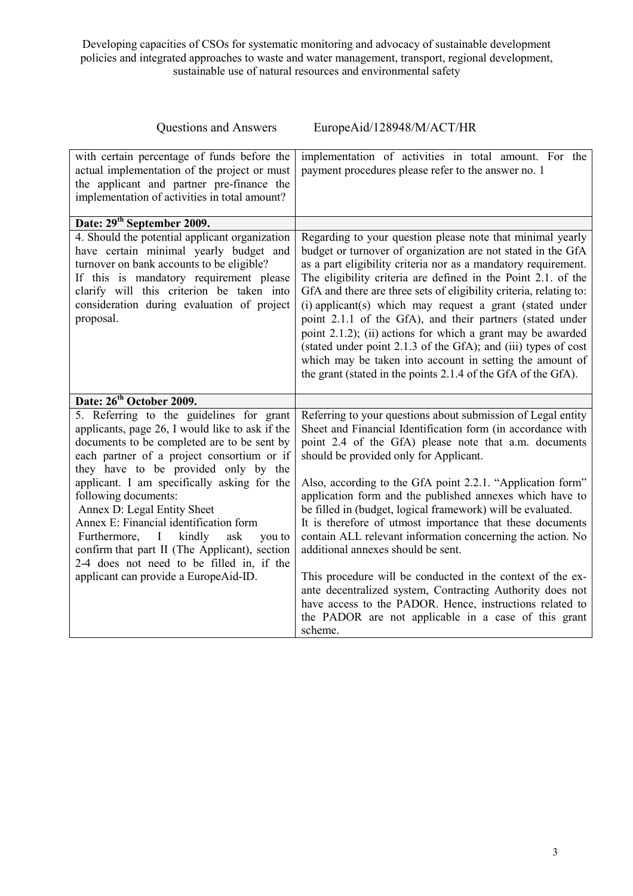Questions and Answers EuropeAid/128948/M/ACT/HR

| | |
|---|---|
| with certain percentage of funds before the actual implementation of the project or must the applicant and partner pre-finance the implementation of activities in total amount? | implementation of activities in total amount. For the payment procedures please refer to the answer no. 1 |
| **Date: 29th September 2009.** | |
| 4. Should the potential applicant organization have certain minimal yearly budget and turnover on bank accounts to be eligible? If this is mandatory requirement please clarify will this criterion be taken into consideration during evaluation of project proposal. | Regarding to your question please note that minimal yearly budget or turnover of organization are not stated in the GfA as a part eligibility criteria nor as a mandatory requirement. The eligibility criteria are defined in the Point 2.1. of the GfA and there are three sets of eligibility criteria, relating to: (i) applicant(s) which may request a grant (stated under point 2.1.1 of the GfA), and their partners (stated under point 2.1.2); (ii) actions for which a grant may be awarded (stated under point 2.1.3 of the GfA); and (iii) types of cost which may be taken into account in setting the amount of the grant (stated in the points 2.1.4 of the GfA of the GfA). |
| **Date: 26th October 2009.** | |
| 5. Referring to the guidelines for grant applicants, page 26, I would like to ask if the documents to be completed are to be sent by each partner of a project consortium or if they have to be provided only by the applicant. I am specifically asking for the following documents:<br>Annex D: Legal Entity Sheet<br>Annex E: Financial identification form<br>Furthermore, I kindly ask you to confirm that part II (The Applicant), section 2-4 does not need to be filled in, if the applicant can provide a EuropeAid-ID. | Referring to your questions about submission of Legal entity Sheet and Financial Identification form (in accordance with point 2.4 of the GfA) please note that a.m. documents should be provided only for Applicant.<br><br>Also, according to the GfA point 2.2.1. "Application form" application form and the published annexes which have to be filled in (budget, logical framework) will be evaluated. It is therefore of utmost importance that these documents contain ALL relevant information concerning the action. No additional annexes should be sent.<br><br>This procedure will be conducted in the context of the ex-ante decentralized system, Contracting Authority does not have access to the PADOR. Hence, instructions related to the PADOR are not applicable in a case of this grant scheme. |